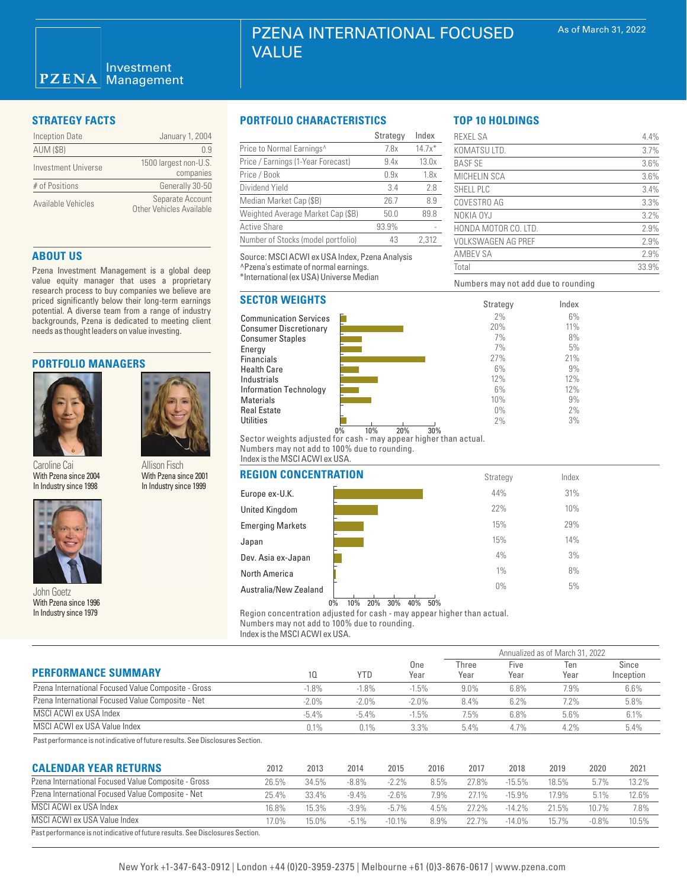# PZENA INTERNATIONAL FOCUSED VALUE

As of March 31, 2022

PZENA Investment Management

## STRATEGY FACTS

| | |
|---|---|
| Inception Date | January 1, 2004 |
| AUM ($B) | 0.9 |
| Investment Universe | 1500 largest non-U.S. companies |
| # of Positions | Generally 30-50 |
| Available Vehicles | Separate Account<br>Other Vehicles Available |

## ABOUT US

Pzena Investment Management is a global deep value equity manager that uses a proprietary research process to buy companies we believe are priced significantly below their long-term earnings potential. A diverse team from a range of industry backgrounds, Pzena is dedicated to meeting client needs as thought leaders on value investing.

## PORTFOLIO MANAGERS

**Caroline Cai**
With Pzena since 2004
In Industry since 1998

**Allison Fisch**
With Pzena since 2001
In Industry since 1999

**John Goetz**
With Pzena since 1996
In Industry since 1979

## PORTFOLIO CHARACTERISTICS

| | Strategy | Index |
|---|---|---|
| Price to Normal Earnings^ | 7.8x | 14.7x* |
| Price / Earnings (1-Year Forecast) | 9.4x | 13.0x |
| Price / Book | 0.9x | 1.8x |
| Dividend Yield | 3.4 | 2.8 |
| Median Market Cap ($B) | 26.7 | 8.9 |
| Weighted Average Market Cap ($B) | 50.0 | 89.8 |
| Active Share | 93.9% | - |
| Number of Stocks (model portfolio) | 43 | 2,312 |

Source: MSCI ACWI ex USA Index, Pzena Analysis
^Pzena's estimate of normal earnings.
*International (ex USA) Universe Median

## TOP 10 HOLDINGS

| | |
|---|---|
| REXEL SA | 4.4% |
| KOMATSU LTD. | 3.7% |
| BASF SE | 3.6% |
| MICHELIN SCA | 3.6% |
| SHELL PLC | 3.4% |
| COVESTRO AG | 3.3% |
| NOKIA OYJ | 3.2% |
| HONDA MOTOR CO. LTD. | 2.9% |
| VOLKSWAGEN AG PREF | 2.9% |
| AMBEV SA | 2.9% |
| Total | 33.9% |

Numbers may not add due to rounding

## SECTOR WEIGHTS

| | Strategy | Index |
|---|---|---|
| Communication Services | 2% | 6% |
| Consumer Discretionary | 20% | 11% |
| Consumer Staples | 7% | 8% |
| Energy | 7% | 5% |
| Financials | 27% | 21% |
| Health Care | 6% | 9% |
| Industrials | 12% | 12% |
| Information Technology | 6% | 12% |
| Materials | 10% | 9% |
| Real Estate | 0% | 2% |
| Utilities | 2% | 3% |

Sector weights adjusted for cash - may appear higher than actual.
Numbers may not add to 100% due to rounding.
Index is the MSCI ACWI ex USA.

## REGION CONCENTRATION

| | Strategy | Index |
|---|---|---|
| Europe ex-U.K. | 44% | 31% |
| United Kingdom | 22% | 10% |
| Emerging Markets | 15% | 29% |
| Japan | 15% | 14% |
| Dev. Asia ex-Japan | 4% | 3% |
| North America | 1% | 8% |
| Australia/New Zealand | 0% | 5% |

Region concentration adjusted for cash - may appear higher than actual.
Numbers may not add to 100% due to rounding.
Index is the MSCI ACWI ex USA.

## PERFORMANCE SUMMARY

| | | | | Annualized as of March 31, 2022 | | | |
|---|---|---|---|---|---|---|---|
| | 1Q | YTD | One Year | Three Year | Five Year | Ten Year | Since Inception |
| Pzena International Focused Value Composite - Gross | -1.8% | -1.8% | -1.5% | 9.0% | 6.8% | 7.9% | 6.6% |
| Pzena International Focused Value Composite - Net | -2.0% | -2.0% | -2.0% | 8.4% | 6.2% | 7.2% | 5.8% |
| MSCI ACWI ex USA Index | -5.4% | -5.4% | -1.5% | 7.5% | 6.8% | 5.6% | 6.1% |
| MSCI ACWI ex USA Value Index | 0.1% | 0.1% | 3.3% | 5.4% | 4.7% | 4.2% | 5.4% |

Past performance is not indicative of future results. See Disclosures Section.

## CALENDAR YEAR RETURNS

| | 2012 | 2013 | 2014 | 2015 | 2016 | 2017 | 2018 | 2019 | 2020 | 2021 |
|---|---|---|---|---|---|---|---|---|---|---|
| Pzena International Focused Value Composite - Gross | 26.5% | 34.5% | -8.8% | -2.2% | 8.5% | 27.8% | -15.5% | 18.5% | 5.7% | 13.2% |
| Pzena International Focused Value Composite - Net | 25.4% | 33.4% | -9.4% | -2.6% | 7.9% | 27.1% | -15.9% | 17.9% | 5.1% | 12.6% |
| MSCI ACWI ex USA Index | 16.8% | 15.3% | -3.9% | -5.7% | 4.5% | 27.2% | -14.2% | 21.5% | 10.7% | 7.8% |
| MSCI ACWI ex USA Value Index | 17.0% | 15.0% | -5.1% | -10.1% | 8.9% | 22.7% | -14.0% | 15.7% | -0.8% | 10.5% |

Past performance is not indicative of future results. See Disclosures Section.

New York +1-347-643-0912 | London +44 (0)20-3959-2375 | Melbourne +61 (0)3-8676-0617 | www.pzena.com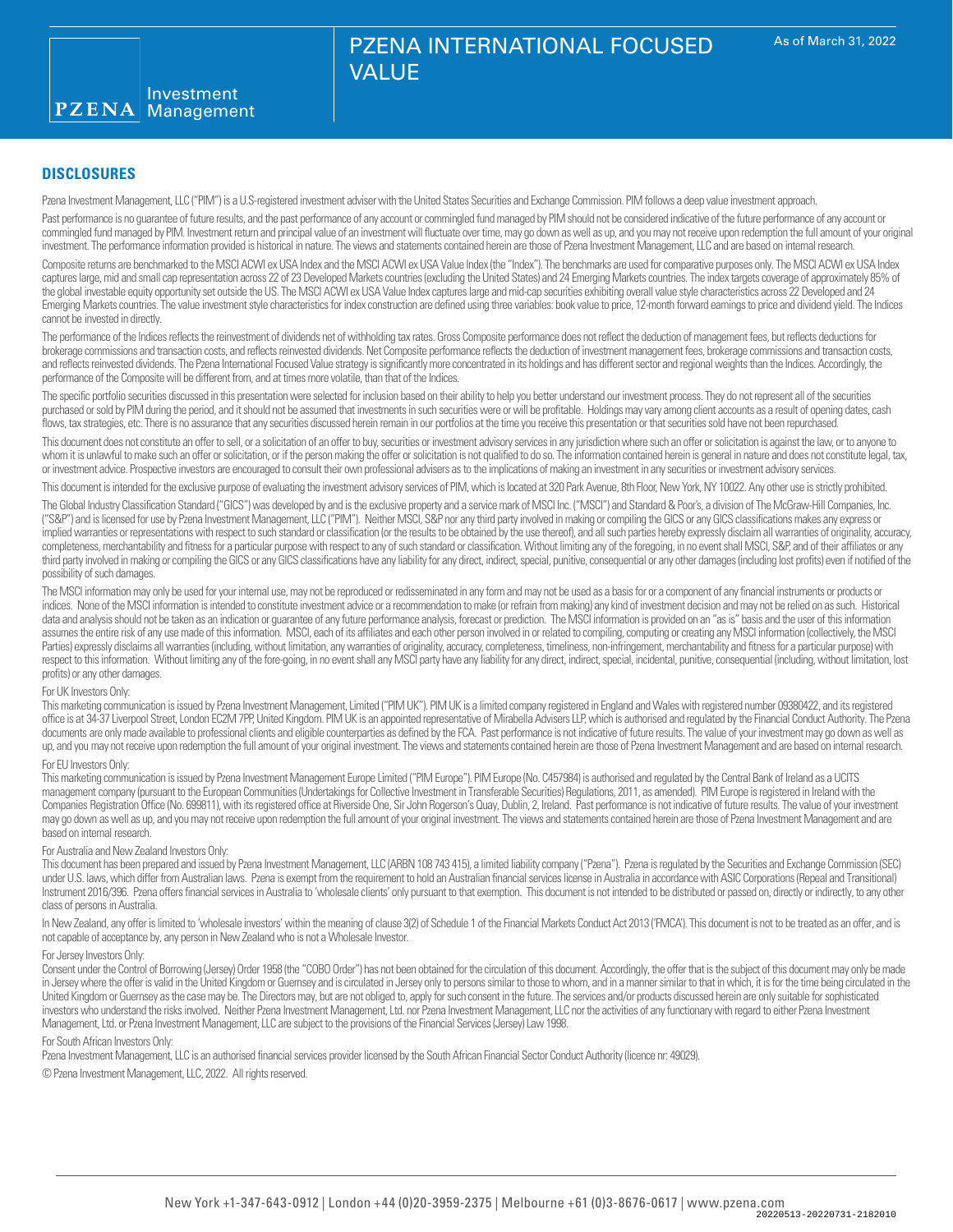## DISCLOSURES

Pzena Investment Management, LLC ("PIM") is a U.S-registered investment adviser with the United States Securities and Exchange Commission. PIM follows a deep value investment approach.

Past performance is no guarantee of future results, and the past performance of any account or commingled fund managed by PIM should not be considered indicative of the future performance of any account or commingled fund managed by PIM. Investment return and principal value of an investment will fluctuate over time, may go down as well as up, and you may not receive upon redemption the full amount of your original investment. The performance information provided is historical in nature. The views and statements contained herein are those of Pzena Investment Management, LLC and are based on internal research.

Composite returns are benchmarked to the MSCI ACWI ex USA Index and the MSCI ACWI ex USA Value Index (the "Index"). The benchmarks are used for comparative purposes only. The MSCI ACWI ex USA Index captures large, mid and small cap representation across 22 of 23 Developed Markets countries (excluding the United States) and 24 Emerging Markets countries. The index targets coverage of approximately 85% of the global investable equity opportunity set outside the US. The MSCI ACWI ex USA Value Index captures large and mid-cap securities exhibiting overall value style characteristics across 22 Developed and 24 Emerging Markets countries. The value investment style characteristics for index construction are defined using three variables: book value to price, 12-month forward earnings to price and dividend yield. The Indices cannot be invested in directly.

The performance of the Indices reflects the reinvestment of dividends net of withholding tax rates. Gross Composite performance does not reflect the deduction of management fees, but reflects deductions for brokerage commissions and transaction costs, and reflects reinvested dividends. Net Composite performance reflects the deduction of investment management fees, brokerage commissions and transaction costs, and reflects reinvested dividends. The Pzena International Focused Value strategy is significantly more concentrated in its holdings and has different sector and regional weights than the Indices. Accordingly, the performance of the Composite will be different from, and at times more volatile, than that of the Indices.

The specific portfolio securities discussed in this presentation were selected for inclusion based on their ability to help you better understand our investment process. They do not represent all of the securities purchased or sold by PIM during the period, and it should not be assumed that investments in such securities were or will be profitable. Holdings may vary among client accounts as a result of opening dates, cash flows, tax strategies, etc. There is no assurance that any securities discussed herein remain in our portfolios at the time you receive this presentation or that securities sold have not been repurchased.

This document does not constitute an offer to sell, or a solicitation of an offer to buy, securities or investment advisory services in any jurisdiction where such an offer or solicitation is against the law, or to anyone to whom it is unlawful to make such an offer or solicitation, or if the person making the offer or solicitation is not qualified to do so. The information contained herein is general in nature and does not constitute legal, tax, or investment advice. Prospective investors are encouraged to consult their own professional advisers as to the implications of making an investment in any securities or investment advisory services.

This document is intended for the exclusive purpose of evaluating the investment advisory services of PIM, which is located at 320 Park Avenue, 8th Floor, New York, NY 10022. Any other use is strictly prohibited.

The Global Industry Classification Standard ("GICS") was developed by and is the exclusive property and a service mark of MSCI Inc. ("MSCI") and Standard & Poor's, a division of The McGraw-Hill Companies, Inc. ("S&P") and is licensed for use by Pzena Investment Management, LLC ("PIM"). Neither MSCI, S&P nor any third party involved in making or compiling the GICS or any GICS classifications makes any express or implied warranties or representations with respect to such standard or classification (or the results to be obtained by the use thereof), and all such parties hereby expressly disclaim all warranties of originality, accuracy, completeness, merchantability and fitness for a particular purpose with respect to any of such standard or classification. Without limiting any of the foregoing, in no event shall MSCI, S&P, and of their affiliates or any third party involved in making or compiling the GICS or any GICS classifications have any liability for any direct, indirect, special, punitive, consequential or any other damages (including lost profits) even if notified of the possibility of such damages.

The MSCI information may only be used for your internal use, may not be reproduced or redisseminated in any form and may not be used as a basis for or a component of any financial instruments or products or indices. None of the MSCI information is intended to constitute investment advice or a recommendation to make (or refrain from making) any kind of investment decision and may not be relied on as such. Historical data and analysis should not be taken as an indication or guarantee of any future performance analysis, forecast or prediction. The MSCI information is provided on an "as is" basis and the user of this information assumes the entire risk of any use made of this information. MSCI, each of its affiliates and each other person involved in or related to compiling, computing or creating any MSCI information (collectively, the MSCI Parties) expressly disclaims all warranties (including, without limitation, any warranties of originality, accuracy, completeness, timeliness, non-infringement, merchantability and fitness for a particular purpose) with respect to this information. Without limiting any of the fore-going, in no event shall any MSCI party have any liability for any direct, indirect, special, incidental, punitive, consequential (including, without limitation, lost profits) or any other damages.

For UK Investors Only:
This marketing communication is issued by Pzena Investment Management, Limited ("PIM UK"). PIM UK is a limited company registered in England and Wales with registered number 09380422, and its registered office is at 34-37 Liverpool Street, London EC2M 7PP, United Kingdom. PIM UK is an appointed representative of Mirabella Advisers LLP, which is authorised and regulated by the Financial Conduct Authority. The Pzena documents are only made available to professional clients and eligible counterparties as defined by the FCA. Past performance is not indicative of future results. The value of your investment may go down as well as up, and you may not receive upon redemption the full amount of your original investment. The views and statements contained herein are those of Pzena Investment Management and are based on internal research.

For EU Investors Only:
This marketing communication is issued by Pzena Investment Management Europe Limited ("PIM Europe"). PIM Europe (No. C457984) is authorised and regulated by the Central Bank of Ireland as a UCITS management company (pursuant to the European Communities (Undertakings for Collective Investment in Transferable Securities) Regulations, 2011, as amended). PIM Europe is registered in Ireland with the Companies Registration Office (No. 699811), with its registered office at Riverside One, Sir John Rogerson's Quay, Dublin, 2, Ireland. Past performance is not indicative of future results. The value of your investment may go down as well as up, and you may not receive upon redemption the full amount of your original investment. The views and statements contained herein are those of Pzena Investment Management and are based on internal research.

For Australia and New Zealand Investors Only:
This document has been prepared and issued by Pzena Investment Management, LLC (ARBN 108 743 415), a limited liability company ("Pzena"). Pzena is regulated by the Securities and Exchange Commission (SEC) under U.S. laws, which differ from Australian laws. Pzena is exempt from the requirement to hold an Australian financial services license in Australia in accordance with ASIC Corporations (Repeal and Transitional) Instrument 2016/396. Pzena offers financial services in Australia to 'wholesale clients' only pursuant to that exemption. This document is not intended to be distributed or passed on, directly or indirectly, to any other class of persons in Australia.

In New Zealand, any offer is limited to 'wholesale investors' within the meaning of clause 3(2) of Schedule 1 of the Financial Markets Conduct Act 2013 ('FMCA'). This document is not to be treated as an offer, and is not capable of acceptance by, any person in New Zealand who is not a Wholesale Investor.

For Jersey Investors Only:
Consent under the Control of Borrowing (Jersey) Order 1958 (the "COBO Order") has not been obtained for the circulation of this document. Accordingly, the offer that is the subject of this document may only be made in Jersey where the offer is valid in the United Kingdom or Guernsey and is circulated in Jersey only to persons similar to those to whom, and in a manner similar to that in which, it is for the time being circulated in the United Kingdom or Guernsey as the case may be. The Directors may, but are not obliged to, apply for such consent in the future. The services and/or products discussed herein are only suitable for sophisticated investors who understand the risks involved. Neither Pzena Investment Management, Ltd. nor Pzena Investment Management, LLC nor the activities of any functionary with regard to either Pzena Investment Management, Ltd. or Pzena Investment Management, LLC are subject to the provisions of the Financial Services (Jersey) Law 1998.

For South African Investors Only:
Pzena Investment Management, LLC is an authorised financial services provider licensed by the South African Financial Sector Conduct Authority (licence nr: 49029).

© Pzena Investment Management, LLC, 2022. All rights reserved.

New York +1-347-643-0912 | London +44 (0)20-3959-2375 | Melbourne +61 (0)3-8676-0617 | www.pzena.com

20220513-20220731-2182010